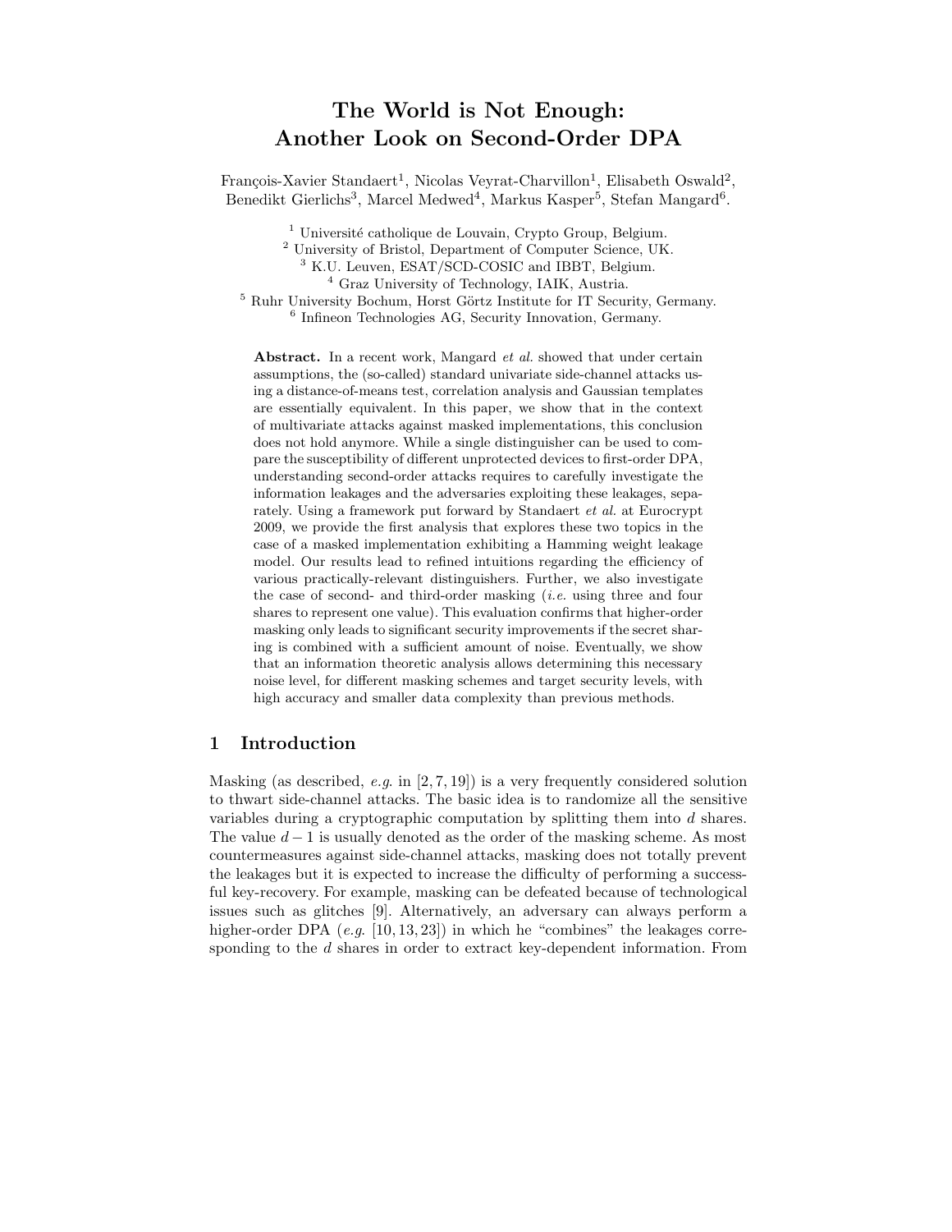# The World is Not Enough: Another Look on Second-Order DPA

François-Xavier Standaert[1], Nicolas Veyrat-Charvillon[1], Elisabeth Oswald[2], Benedikt Gierlichs[3], Marcel Medwed[4], Markus Kasper[5], Stefan Mangard[6].

[1] Université catholique de Louvain, Crypto Group, Belgium.
[2] University of Bristol, Department of Computer Science, UK.
[3] K.U. Leuven, ESAT/SCD-COSIC and IBBT, Belgium.
[4] Graz University of Technology, IAIK, Austria.
[5] Ruhr University Bochum, Horst Görtz Institute for IT Security, Germany.
[6] Infineon Technologies AG, Security Innovation, Germany.

**Abstract.** In a recent work, Mangard *et al.* showed that under certain assumptions, the (so-called) standard univariate side-channel attacks using a distance-of-means test, correlation analysis and Gaussian templates are essentially equivalent. In this paper, we show that in the context of multivariate attacks against masked implementations, this conclusion does not hold anymore. While a single distinguisher can be used to compare the susceptibility of different unprotected devices to first-order DPA, understanding second-order attacks requires to carefully investigate the information leakages and the adversaries exploiting these leakages, separately. Using a framework put forward by Standaert *et al.* at Eurocrypt 2009, we provide the first analysis that explores these two topics in the case of a masked implementation exhibiting a Hamming weight leakage model. Our results lead to refined intuitions regarding the efficiency of various practically-relevant distinguishers. Further, we also investigate the case of second- and third-order masking (*i.e.* using three and four shares to represent one value). This evaluation confirms that higher-order masking only leads to significant security improvements if the secret sharing is combined with a sufficient amount of noise. Eventually, we show that an information theoretic analysis allows determining this necessary noise level, for different masking schemes and target security levels, with high accuracy and smaller data complexity than previous methods.

## 1 Introduction

Masking (as described, *e.g.* in [2, 7, 19]) is a very frequently considered solution to thwart side-channel attacks. The basic idea is to randomize all the sensitive variables during a cryptographic computation by splitting them into $d$ shares. The value $d-1$ is usually denoted as the order of the masking scheme. As most countermeasures against side-channel attacks, masking does not totally prevent the leakages but it is expected to increase the difficulty of performing a successful key-recovery. For example, masking can be defeated because of technological issues such as glitches [9]. Alternatively, an adversary can always perform a higher-order DPA (*e.g.* [10, 13, 23]) in which he "combines" the leakages corresponding to the $d$ shares in order to extract key-dependent information. From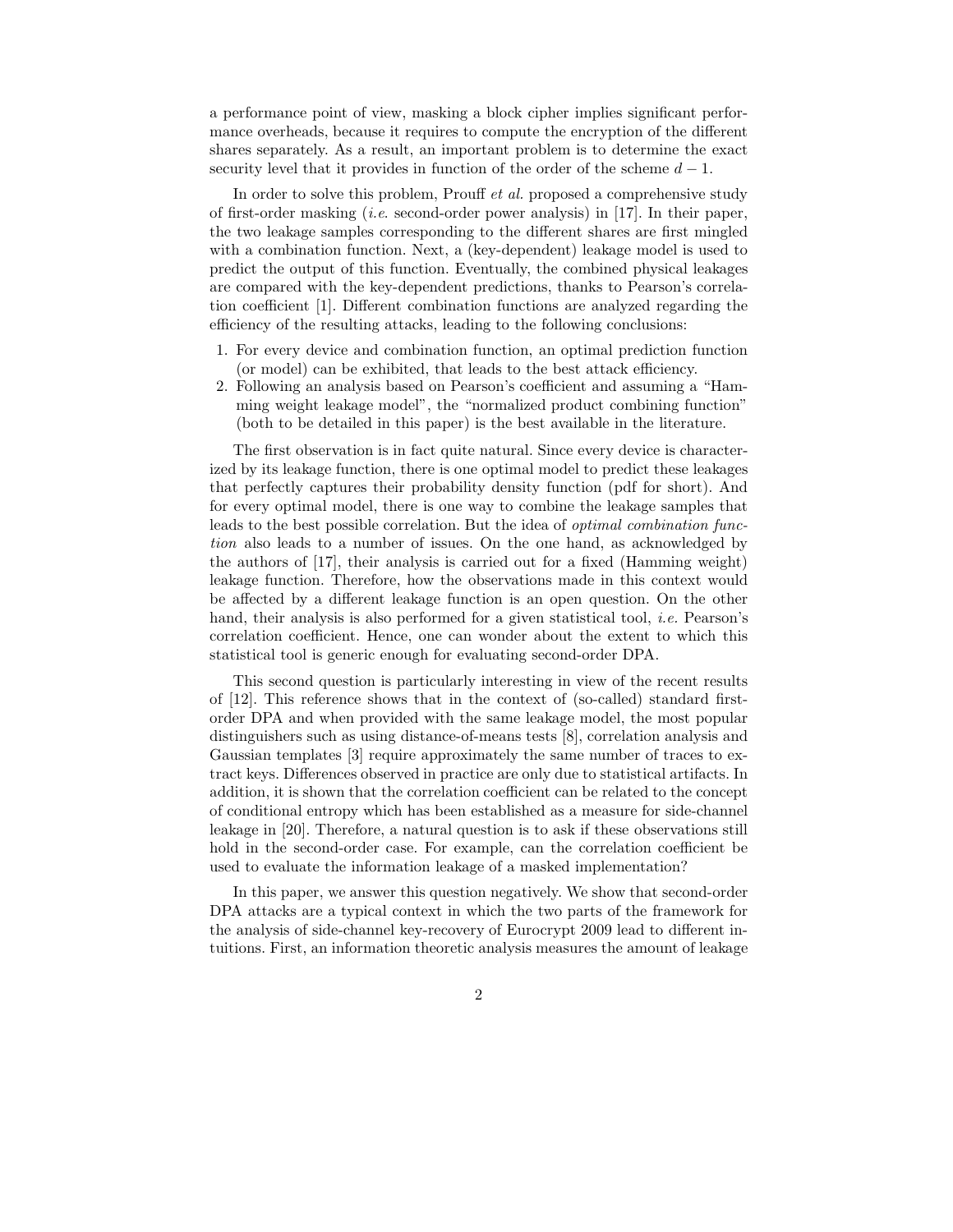a performance point of view, masking a block cipher implies significant performance overheads, because it requires to compute the encryption of the different shares separately. As a result, an important problem is to determine the exact security level that it provides in function of the order of the scheme $d-1$.

In order to solve this problem, Prouff *et al.* proposed a comprehensive study of first-order masking (*i.e.* second-order power analysis) in [17]. In their paper, the two leakage samples corresponding to the different shares are first mingled with a combination function. Next, a (key-dependent) leakage model is used to predict the output of this function. Eventually, the combined physical leakages are compared with the key-dependent predictions, thanks to Pearson's correlation coefficient [1]. Different combination functions are analyzed regarding the efficiency of the resulting attacks, leading to the following conclusions:

1. For every device and combination function, an optimal prediction function (or model) can be exhibited, that leads to the best attack efficiency.
2. Following an analysis based on Pearson's coefficient and assuming a "Hamming weight leakage model", the "normalized product combining function" (both to be detailed in this paper) is the best available in the literature.

The first observation is in fact quite natural. Since every device is characterized by its leakage function, there is one optimal model to predict these leakages that perfectly captures their probability density function (pdf for short). And for every optimal model, there is one way to combine the leakage samples that leads to the best possible correlation. But the idea of *optimal combination function* also leads to a number of issues. On the one hand, as acknowledged by the authors of [17], their analysis is carried out for a fixed (Hamming weight) leakage function. Therefore, how the observations made in this context would be affected by a different leakage function is an open question. On the other hand, their analysis is also performed for a given statistical tool, *i.e.* Pearson's correlation coefficient. Hence, one can wonder about the extent to which this statistical tool is generic enough for evaluating second-order DPA.

This second question is particularly interesting in view of the recent results of [12]. This reference shows that in the context of (so-called) standard first-order DPA and when provided with the same leakage model, the most popular distinguishers such as using distance-of-means tests [8], correlation analysis and Gaussian templates [3] require approximately the same number of traces to extract keys. Differences observed in practice are only due to statistical artifacts. In addition, it is shown that the correlation coefficient can be related to the concept of conditional entropy which has been established as a measure for side-channel leakage in [20]. Therefore, a natural question is to ask if these observations still hold in the second-order case. For example, can the correlation coefficient be used to evaluate the information leakage of a masked implementation?

In this paper, we answer this question negatively. We show that second-order DPA attacks are a typical context in which the two parts of the framework for the analysis of side-channel key-recovery of Eurocrypt 2009 lead to different intuitions. First, an information theoretic analysis measures the amount of leakage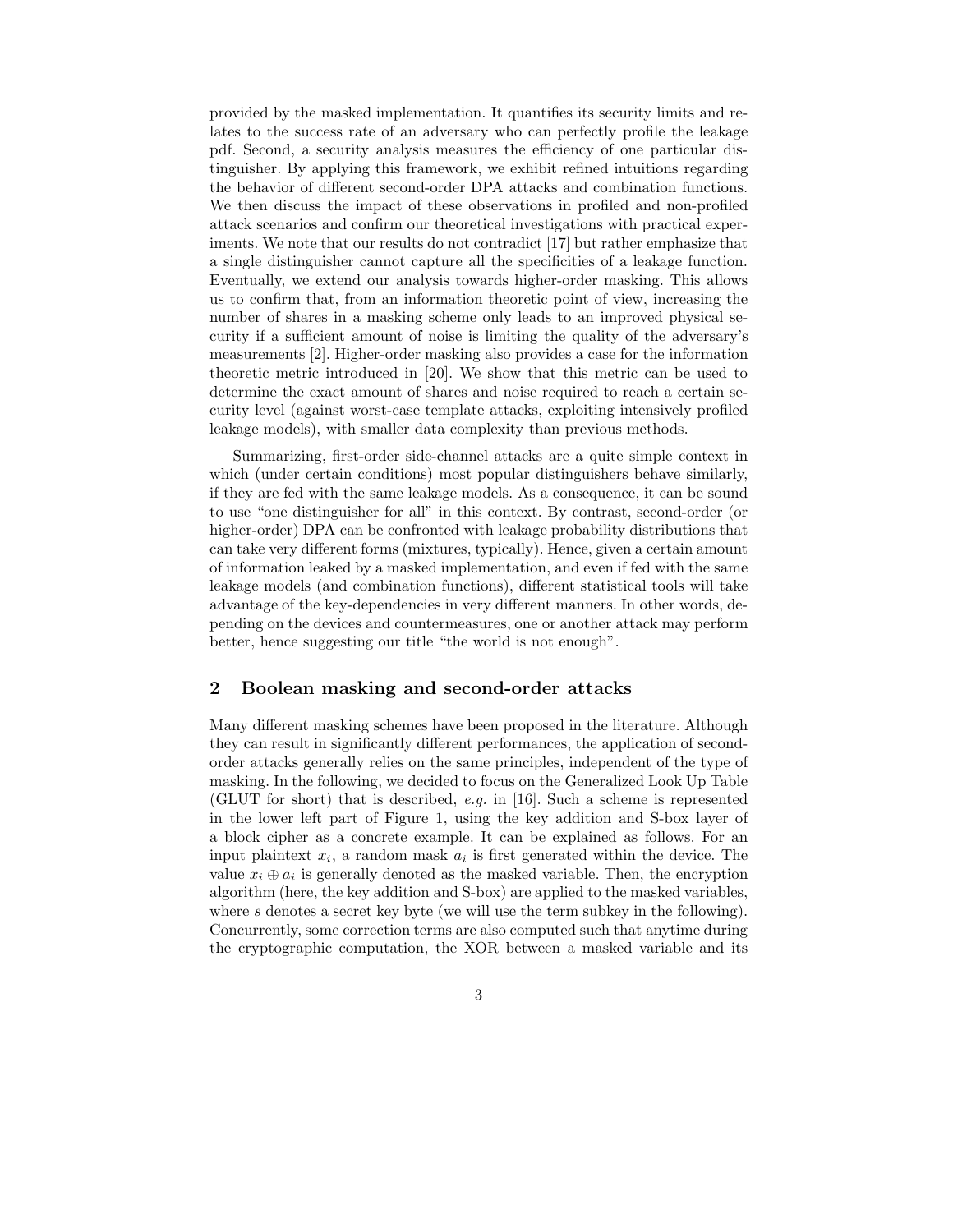provided by the masked implementation. It quantifies its security limits and relates to the success rate of an adversary who can perfectly profile the leakage pdf. Second, a security analysis measures the efficiency of one particular distinguisher. By applying this framework, we exhibit refined intuitions regarding the behavior of different second-order DPA attacks and combination functions. We then discuss the impact of these observations in profiled and non-profiled attack scenarios and confirm our theoretical investigations with practical experiments. We note that our results do not contradict [17] but rather emphasize that a single distinguisher cannot capture all the specificities of a leakage function. Eventually, we extend our analysis towards higher-order masking. This allows us to confirm that, from an information theoretic point of view, increasing the number of shares in a masking scheme only leads to an improved physical security if a sufficient amount of noise is limiting the quality of the adversary's measurements [2]. Higher-order masking also provides a case for the information theoretic metric introduced in [20]. We show that this metric can be used to determine the exact amount of shares and noise required to reach a certain security level (against worst-case template attacks, exploiting intensively profiled leakage models), with smaller data complexity than previous methods.

Summarizing, first-order side-channel attacks are a quite simple context in which (under certain conditions) most popular distinguishers behave similarly, if they are fed with the same leakage models. As a consequence, it can be sound to use "one distinguisher for all" in this context. By contrast, second-order (or higher-order) DPA can be confronted with leakage probability distributions that can take very different forms (mixtures, typically). Hence, given a certain amount of information leaked by a masked implementation, and even if fed with the same leakage models (and combination functions), different statistical tools will take advantage of the key-dependencies in very different manners. In other words, depending on the devices and countermeasures, one or another attack may perform better, hence suggesting our title "the world is not enough".

## 2 Boolean masking and second-order attacks

Many different masking schemes have been proposed in the literature. Although they can result in significantly different performances, the application of second-order attacks generally relies on the same principles, independent of the type of masking. In the following, we decided to focus on the Generalized Look Up Table (GLUT for short) that is described, *e.g.* in [16]. Such a scheme is represented in the lower left part of Figure 1, using the key addition and S-box layer of a block cipher as a concrete example. It can be explained as follows. For an input plaintext $x_i$, a random mask $a_i$ is first generated within the device. The value $x_i \oplus a_i$ is generally denoted as the masked variable. Then, the encryption algorithm (here, the key addition and S-box) are applied to the masked variables, where $s$ denotes a secret key byte (we will use the term subkey in the following). Concurrently, some correction terms are also computed such that anytime during the cryptographic computation, the XOR between a masked variable and its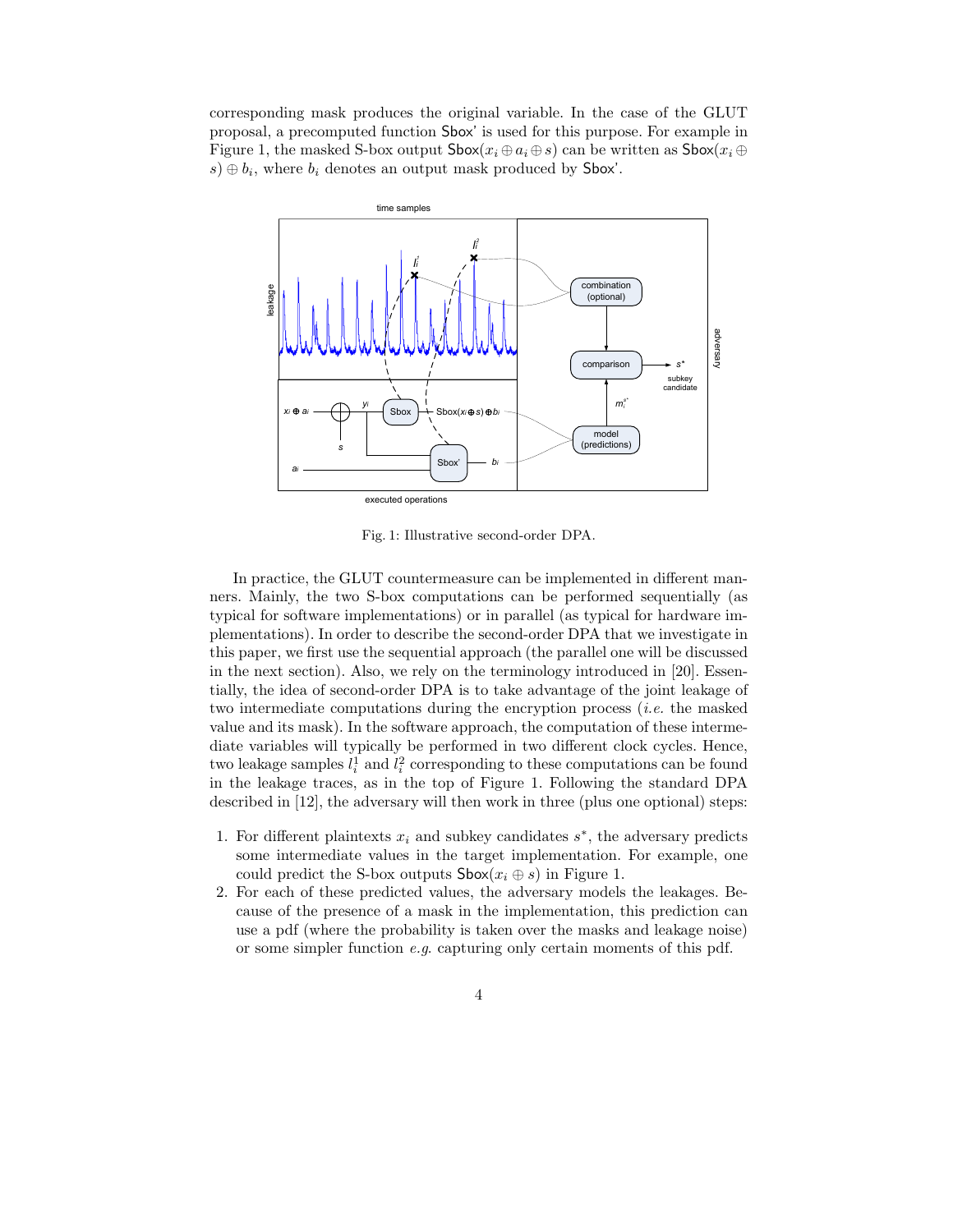corresponding mask produces the original variable. In the case of the GLUT proposal, a precomputed function $\mathsf{Sbox}'$ is used for this purpose. For example in Figure 1, the masked S-box output $\mathsf{Sbox}(x_i \oplus a_i \oplus s)$ can be written as $\mathsf{Sbox}(x_i \oplus s) \oplus b_i$, where $b_i$ denotes an output mask produced by $\mathsf{Sbox}'$.

Fig. 1: Illustrative second-order DPA.

In practice, the GLUT countermeasure can be implemented in different manners. Mainly, the two S-box computations can be performed sequentially (as typical for software implementations) or in parallel (as typical for hardware implementations). In order to describe the second-order DPA that we investigate in this paper, we first use the sequential approach (the parallel one will be discussed in the next section). Also, we rely on the terminology introduced in [20]. Essentially, the idea of second-order DPA is to take advantage of the joint leakage of two intermediate computations during the encryption process (*i.e.* the masked value and its mask). In the software approach, the computation of these intermediate variables will typically be performed in two different clock cycles. Hence, two leakage samples $l_i^1$ and $l_i^2$ corresponding to these computations can be found in the leakage traces, as in the top of Figure 1. Following the standard DPA described in [12], the adversary will then work in three (plus one optional) steps:

1. For different plaintexts $x_i$ and subkey candidates $s^*$, the adversary predicts some intermediate values in the target implementation. For example, one could predict the S-box outputs $\mathsf{Sbox}(x_i \oplus s)$ in Figure 1.
2. For each of these predicted values, the adversary models the leakages. Because of the presence of a mask in the implementation, this prediction can use a pdf (where the probability is taken over the masks and leakage noise) or some simpler function *e.g.* capturing only certain moments of this pdf.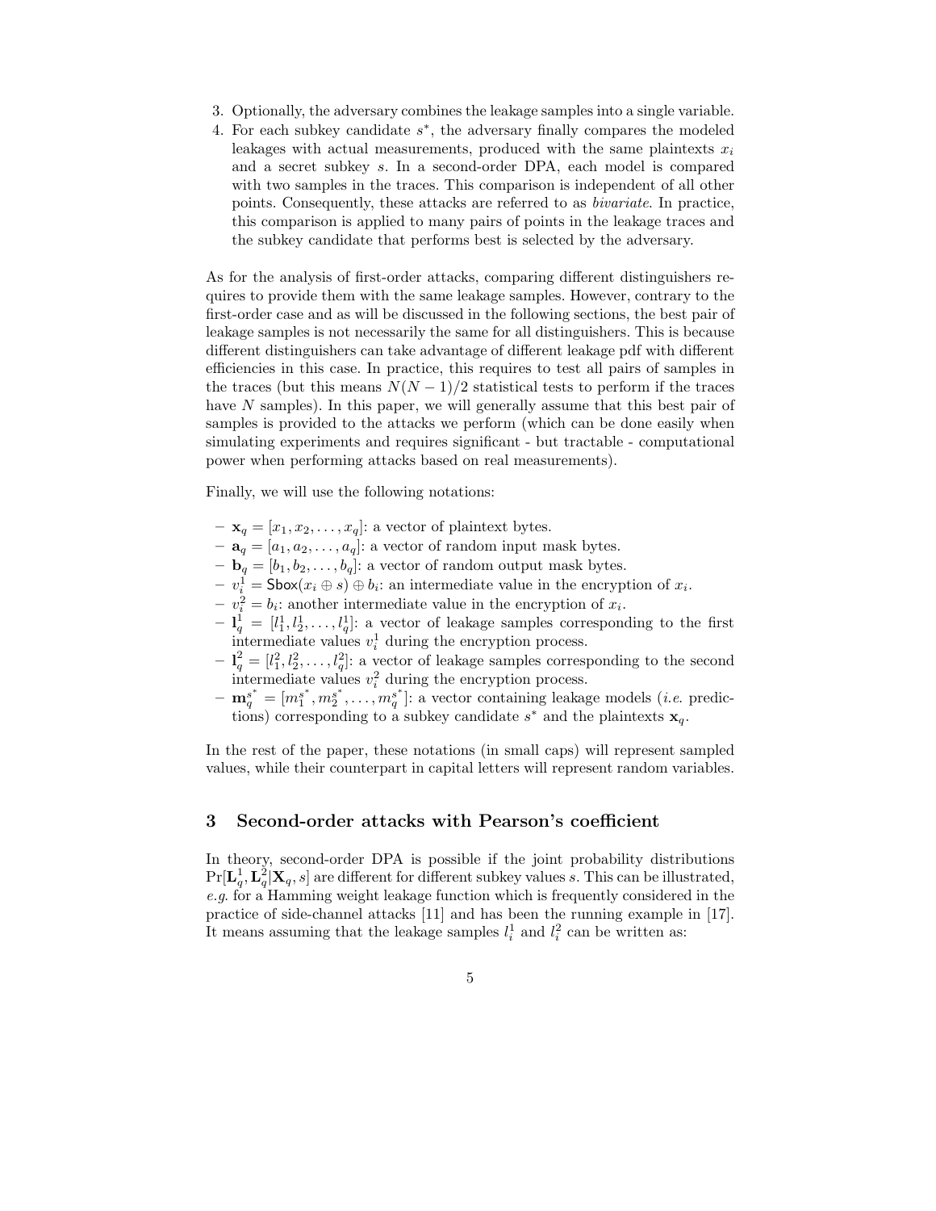3. Optionally, the adversary combines the leakage samples into a single variable.
4. For each subkey candidate $s^*$, the adversary finally compares the modeled leakages with actual measurements, produced with the same plaintexts $x_i$ and a secret subkey $s$. In a second-order DPA, each model is compared with two samples in the traces. This comparison is independent of all other points. Consequently, these attacks are referred to as *bivariate*. In practice, this comparison is applied to many pairs of points in the leakage traces and the subkey candidate that performs best is selected by the adversary.

As for the analysis of first-order attacks, comparing different distinguishers requires to provide them with the same leakage samples. However, contrary to the first-order case and as will be discussed in the following sections, the best pair of leakage samples is not necessarily the same for all distinguishers. This is because different distinguishers can take advantage of different leakage pdf with different efficiencies in this case. In practice, this requires to test all pairs of samples in the traces (but this means $N(N-1)/2$ statistical tests to perform if the traces have $N$ samples). In this paper, we will generally assume that this best pair of samples is provided to the attacks we perform (which can be done easily when simulating experiments and requires significant - but tractable - computational power when performing attacks based on real measurements).

Finally, we will use the following notations:

- $\mathbf{x}_q = [x_1, x_2, \dots, x_q]$: a vector of plaintext bytes.
- $\mathbf{a}_q = [a_1, a_2, \dots, a_q]$: a vector of random input mask bytes.
- $\mathbf{b}_q = [b_1, b_2, \dots, b_q]$: a vector of random output mask bytes.
- $v_i^1 = \mathsf{Sbox}(x_i \oplus s) \oplus b_i$: an intermediate value in the encryption of $x_i$.
- $v_i^2 = b_i$: another intermediate value in the encryption of $x_i$.
- $\mathbf{l}_q^1 = [l_1^1, l_2^1, \dots, l_q^1]$: a vector of leakage samples corresponding to the first intermediate values $v_i^1$ during the encryption process.
- $\mathbf{l}_q^2 = [l_1^2, l_2^2, \dots, l_q^2]$: a vector of leakage samples corresponding to the second intermediate values $v_i^2$ during the encryption process.
- $\mathbf{m}_q^{s^*} = [m_1^{s^*}, m_2^{s^*}, \dots, m_q^{s^*}]$: a vector containing leakage models (*i.e.* predictions) corresponding to a subkey candidate $s^*$ and the plaintexts $\mathbf{x}_q$.

In the rest of the paper, these notations (in small caps) will represent sampled values, while their counterpart in capital letters will represent random variables.

## 3 Second-order attacks with Pearson's coefficient

In theory, second-order DPA is possible if the joint probability distributions $\Pr[\mathbf{L}_q^1, \mathbf{L}_q^2 | \mathbf{X}_q, s]$ are different for different subkey values $s$. This can be illustrated, *e.g.* for a Hamming weight leakage function which is frequently considered in the practice of side-channel attacks [11] and has been the running example in [17]. It means assuming that the leakage samples $l_i^1$ and $l_i^2$ can be written as: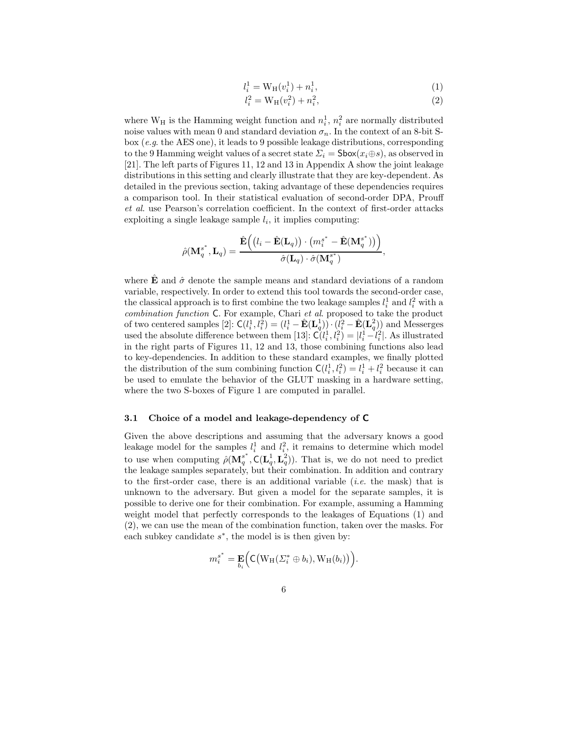$$l_i^1 = \mathrm{W_H}(v_i^1) + n_i^1, \tag{1}$$

$$l_i^2 = \mathrm{W_H}(v_i^2) + n_i^2, \tag{2}$$

where $\mathrm{W_H}$ is the Hamming weight function and $n_i^1$, $n_i^2$ are normally distributed noise values with mean 0 and standard deviation $\sigma_n$. In the context of an 8-bit S-box (*e.g.* the AES one), it leads to 9 possible leakage distributions, corresponding to the 9 Hamming weight values of a secret state $\Sigma_i = \mathsf{Sbox}(x_i \oplus s)$, as observed in [21]. The left parts of Figures 11, 12 and 13 in Appendix A show the joint leakage distributions in this setting and clearly illustrate that they are key-dependent. As detailed in the previous section, taking advantage of these dependencies requires a comparison tool. In their statistical evaluation of second-order DPA, Prouff *et al*. use Pearson's correlation coefficient. In the context of first-order attacks exploiting a single leakage sample $l_i$, it implies computing:

$$\hat{\rho}(\mathbf{M}_q^{s^*}, \mathbf{L}_q) = \frac{\hat{\mathbf{E}}\Big(\big(l_i - \hat{\mathbf{E}}(\mathbf{L}_q)\big) \cdot \big(m_i^{s^*} - \hat{\mathbf{E}}(\mathbf{M}_q^{s^*})\big)\Big)}{\hat{\sigma}(\mathbf{L}_q) \cdot \hat{\sigma}(\mathbf{M}_q^{s^*})},$$

where $\hat{\mathbf{E}}$ and $\hat{\sigma}$ denote the sample means and standard deviations of a random variable, respectively. In order to extend this tool towards the second-order case, the classical approach is to first combine the two leakage samples $l_i^1$ and $l_i^2$ with a *combination function* $\mathsf{C}$. For example, Chari *et al*. proposed to take the product of two centered samples [2]: $\mathsf{C}(l_i^1, l_i^2) = (l_i^1 - \hat{\mathbf{E}}(\mathbf{L}_q^1)) \cdot (l_i^2 - \hat{\mathbf{E}}(\mathbf{L}_q^2))$ and Messerges used the absolute difference between them [13]: $\mathsf{C}(l_i^1, l_i^2) = |l_i^1 - l_i^2|$. As illustrated in the right parts of Figures 11, 12 and 13, those combining functions also lead to key-dependencies. In addition to these standard examples, we finally plotted the distribution of the sum combining function $\mathsf{C}(l_i^1, l_i^2) = l_i^1 + l_i^2$ because it can be used to emulate the behavior of the GLUT masking in a hardware setting, where the two S-boxes of Figure 1 are computed in parallel.

### 3.1 Choice of a model and leakage-dependency of $\mathsf{C}$

Given the above descriptions and assuming that the adversary knows a good leakage model for the samples $l_i^1$ and $l_i^2$, it remains to determine which model to use when computing $\hat{\rho}(\mathbf{M}_q^{s^*}, \mathsf{C}(\mathbf{L}_q^1, \mathbf{L}_q^2))$. That is, we do not need to predict the leakage samples separately, but their combination. In addition and contrary to the first-order case, there is an additional variable (*i.e.* the mask) that is unknown to the adversary. But given a model for the separate samples, it is possible to derive one for their combination. For example, assuming a Hamming weight model that perfectly corresponds to the leakages of Equations (1) and (2), we can use the mean of the combination function, taken over the masks. For each subkey candidate $s^*$, the model is is then given by:

$$m_i^{s^*} = \mathop{\mathbf{E}}_{b_i}\Big(\mathsf{C}\big(\mathrm{W_H}(\Sigma_i^* \oplus b_i), \mathrm{W_H}(b_i)\big)\Big).$$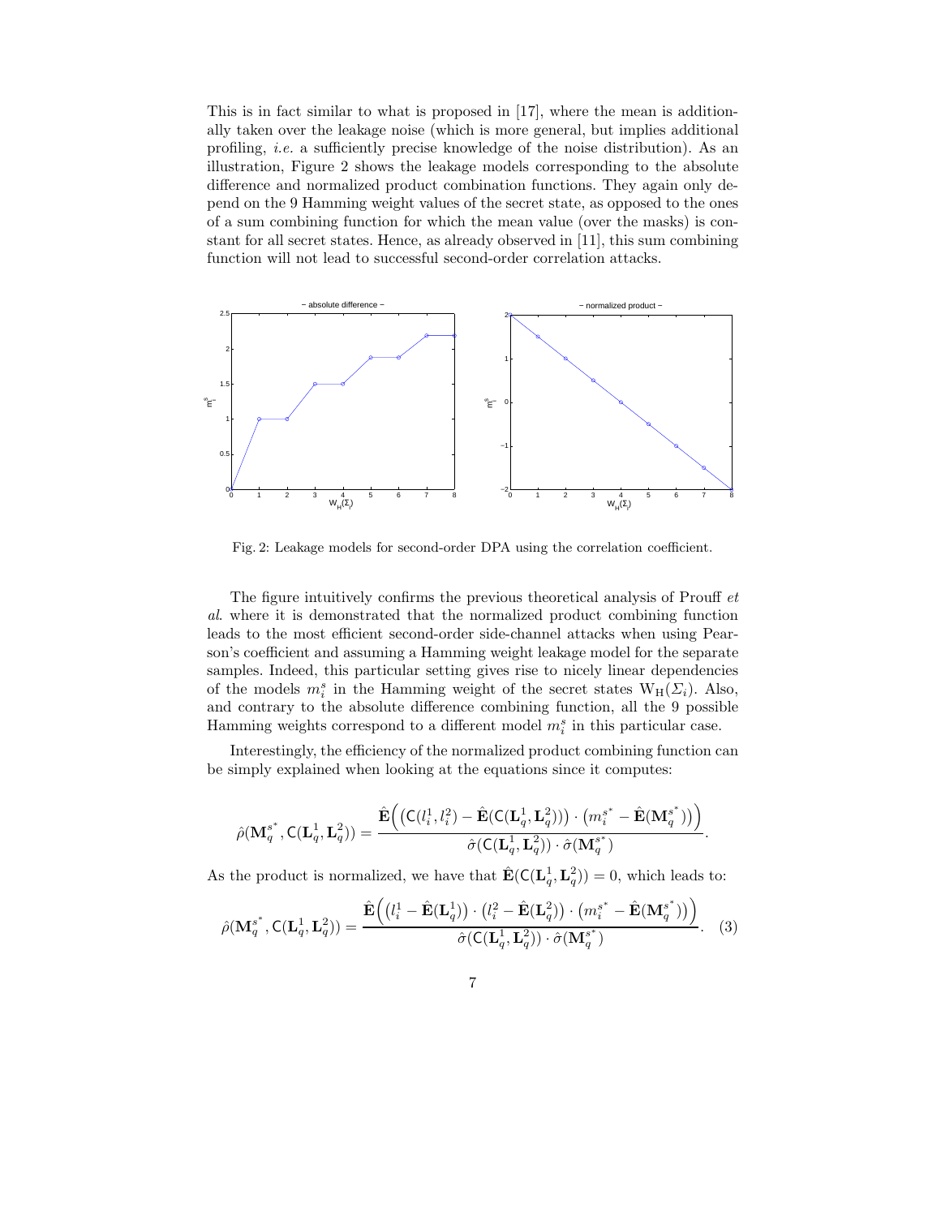This is in fact similar to what is proposed in [17], where the mean is additionally taken over the leakage noise (which is more general, but implies additional profiling, *i.e.* a sufficiently precise knowledge of the noise distribution). As an illustration, Figure 2 shows the leakage models corresponding to the absolute difference and normalized product combination functions. They again only depend on the 9 Hamming weight values of the secret state, as opposed to the ones of a sum combining function for which the mean value (over the masks) is constant for all secret states. Hence, as already observed in [11], this sum combining function will not lead to successful second-order correlation attacks.

Fig. 2: Leakage models for second-order DPA using the correlation coefficient.

The figure intuitively confirms the previous theoretical analysis of Prouff *et al.* where it is demonstrated that the normalized product combining function leads to the most efficient second-order side-channel attacks when using Pearson's coefficient and assuming a Hamming weight leakage model for the separate samples. Indeed, this particular setting gives rise to nicely linear dependencies of the models $m_i^s$ in the Hamming weight of the secret states $\mathrm{W_H}(\Sigma_i)$. Also, and contrary to the absolute difference combining function, all the 9 possible Hamming weights correspond to a different model $m_i^s$ in this particular case.

Interestingly, the efficiency of the normalized product combining function can be simply explained when looking at the equations since it computes:

$$\hat{\rho}(\mathbf{M}_q^{s^*}, \mathsf{C}(\mathbf{L}_q^1, \mathbf{L}_q^2)) = \frac{\hat{\mathbf{E}}\Big(\big(\mathsf{C}(l_i^1, l_i^2) - \hat{\mathbf{E}}(\mathsf{C}(\mathbf{L}_q^1, \mathbf{L}_q^2))\big) \cdot \big(m_i^{s^*} - \hat{\mathbf{E}}(\mathbf{M}_q^{s^*})\big)\Big)}{\hat{\sigma}(\mathsf{C}(\mathbf{L}_q^1, \mathbf{L}_q^2)) \cdot \hat{\sigma}(\mathbf{M}_q^{s^*})}.$$

As the product is normalized, we have that $\hat{\mathbf{E}}(\mathsf{C}(\mathbf{L}_q^1, \mathbf{L}_q^2)) = 0$, which leads to:

$$\hat{\rho}(\mathbf{M}_q^{s^*}, \mathsf{C}(\mathbf{L}_q^1, \mathbf{L}_q^2)) = \frac{\hat{\mathbf{E}}\Big(\big(l_i^1 - \hat{\mathbf{E}}(\mathbf{L}_q^1)\big) \cdot \big(l_i^2 - \hat{\mathbf{E}}(\mathbf{L}_q^2)\big) \cdot \big(m_i^{s^*} - \hat{\mathbf{E}}(\mathbf{M}_q^{s^*})\big)\Big)}{\hat{\sigma}(\mathsf{C}(\mathbf{L}_q^1, \mathbf{L}_q^2)) \cdot \hat{\sigma}(\mathbf{M}_q^{s^*})}. \quad (3)$$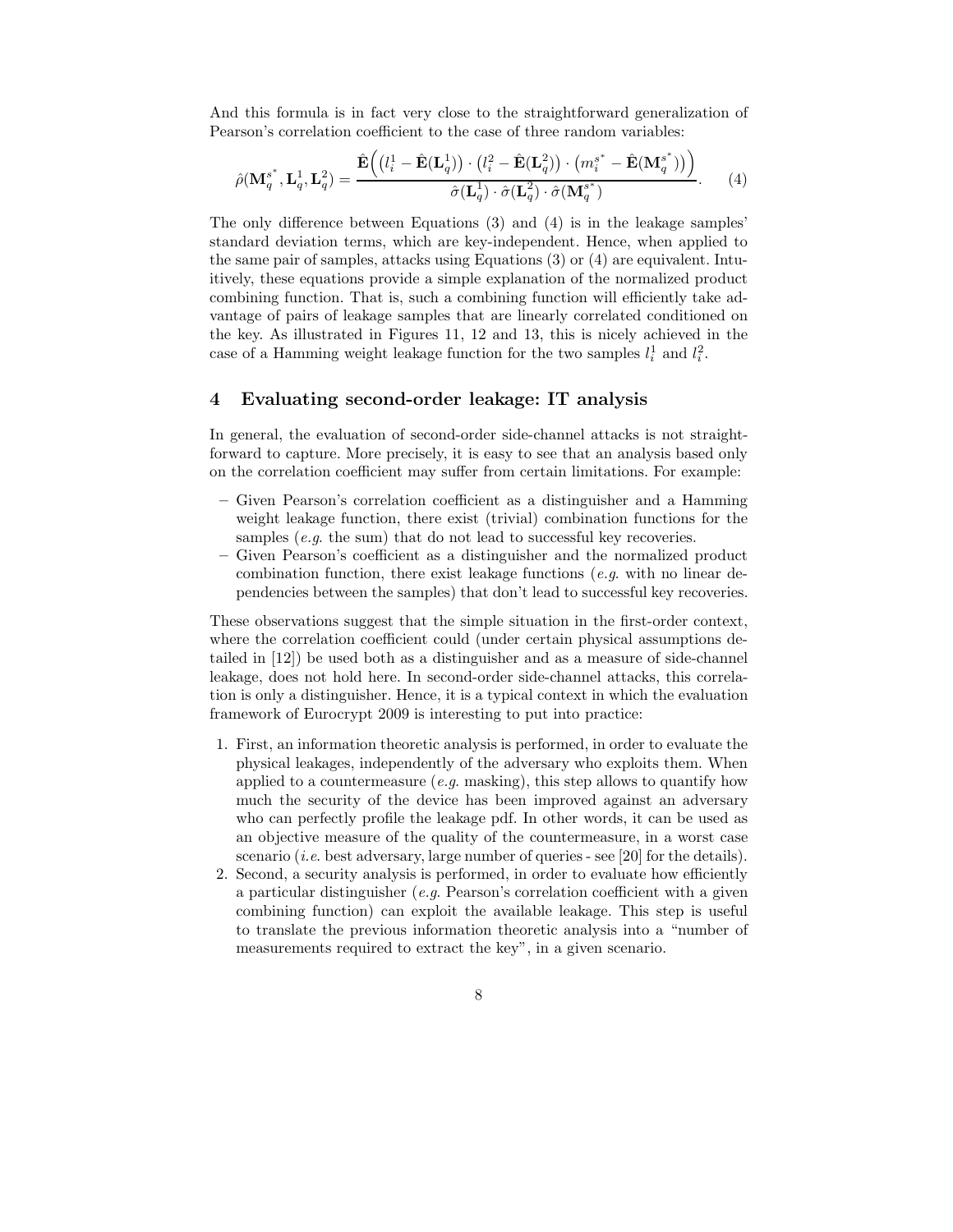And this formula is in fact very close to the straightforward generalization of Pearson's correlation coefficient to the case of three random variables:

$$\hat{\rho}(\mathbf{M}_q^{s^*}, \mathbf{L}_q^1, \mathbf{L}_q^2) = \frac{\hat{\mathbf{E}}\Big(\big(l_i^1 - \hat{\mathbf{E}}(\mathbf{L}_q^1)\big) \cdot \big(l_i^2 - \hat{\mathbf{E}}(\mathbf{L}_q^2)\big) \cdot \big(m_i^{s^*} - \hat{\mathbf{E}}(\mathbf{M}_q^{s^*})\big)\Big)}{\hat{\sigma}(\mathbf{L}_q^1) \cdot \hat{\sigma}(\mathbf{L}_q^2) \cdot \hat{\sigma}(\mathbf{M}_q^{s^*})}. \quad (4)$$

The only difference between Equations (3) and (4) is in the leakage samples' standard deviation terms, which are key-independent. Hence, when applied to the same pair of samples, attacks using Equations (3) or (4) are equivalent. Intuitively, these equations provide a simple explanation of the normalized product combining function. That is, such a combining function will efficiently take advantage of pairs of leakage samples that are linearly correlated conditioned on the key. As illustrated in Figures 11, 12 and 13, this is nicely achieved in the case of a Hamming weight leakage function for the two samples $l_i^1$ and $l_i^2$.

## 4 Evaluating second-order leakage: IT analysis

In general, the evaluation of second-order side-channel attacks is not straightforward to capture. More precisely, it is easy to see that an analysis based only on the correlation coefficient may suffer from certain limitations. For example:

- Given Pearson's correlation coefficient as a distinguisher and a Hamming weight leakage function, there exist (trivial) combination functions for the samples (*e.g.* the sum) that do not lead to successful key recoveries.
- Given Pearson's coefficient as a distinguisher and the normalized product combination function, there exist leakage functions (*e.g.* with no linear dependencies between the samples) that don't lead to successful key recoveries.

These observations suggest that the simple situation in the first-order context, where the correlation coefficient could (under certain physical assumptions detailed in [12]) be used both as a distinguisher and as a measure of side-channel leakage, does not hold here. In second-order side-channel attacks, this correlation is only a distinguisher. Hence, it is a typical context in which the evaluation framework of Eurocrypt 2009 is interesting to put into practice:

1. First, an information theoretic analysis is performed, in order to evaluate the physical leakages, independently of the adversary who exploits them. When applied to a countermeasure (*e.g.* masking), this step allows to quantify how much the security of the device has been improved against an adversary who can perfectly profile the leakage pdf. In other words, it can be used as an objective measure of the quality of the countermeasure, in a worst case scenario (*i.e.* best adversary, large number of queries - see [20] for the details).
2. Second, a security analysis is performed, in order to evaluate how efficiently a particular distinguisher (*e.g.* Pearson's correlation coefficient with a given combining function) can exploit the available leakage. This step is useful to translate the previous information theoretic analysis into a "number of measurements required to extract the key", in a given scenario.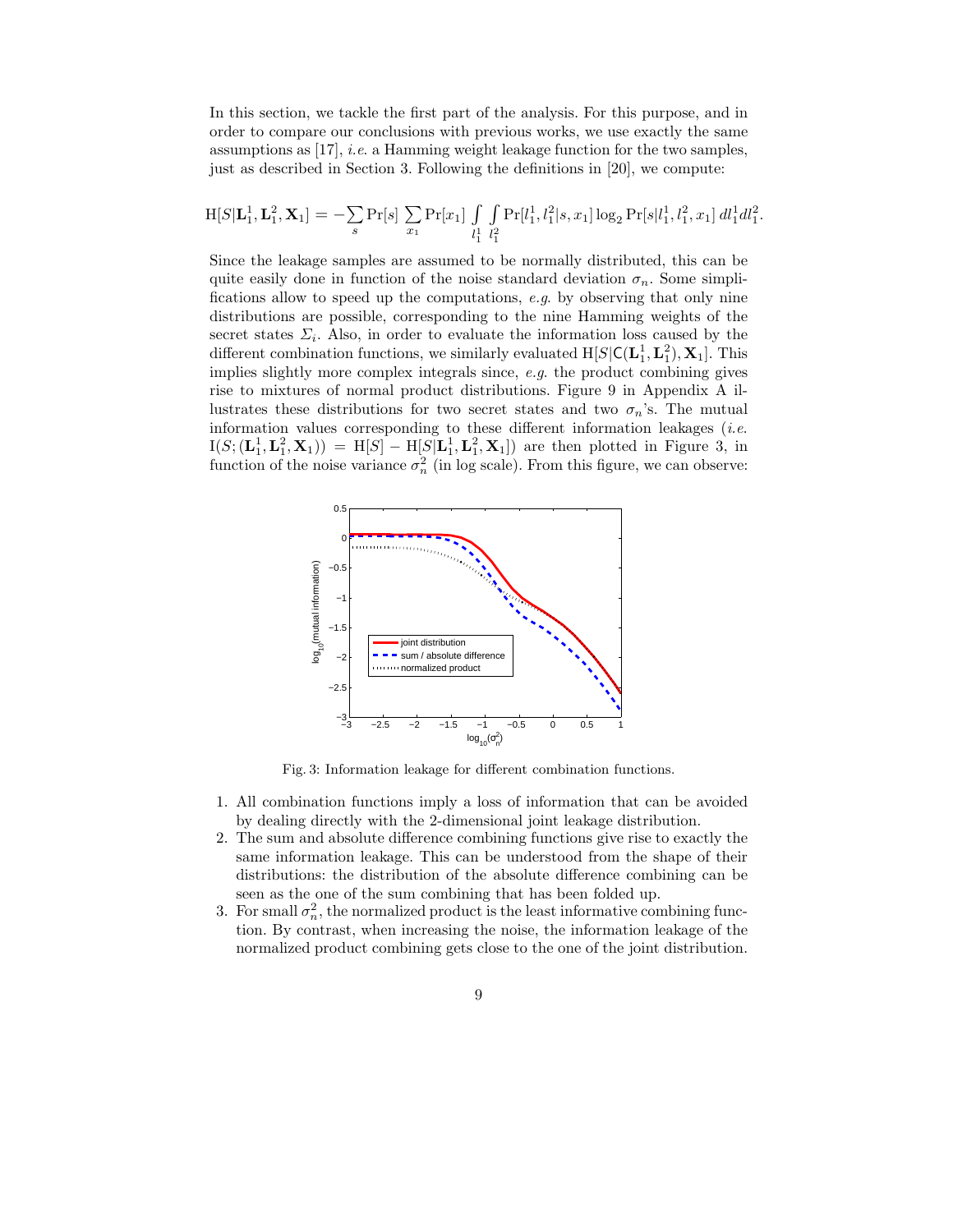In this section, we tackle the first part of the analysis. For this purpose, and in order to compare our conclusions with previous works, we use exactly the same assumptions as [17], *i.e.* a Hamming weight leakage function for the two samples, just as described in Section 3. Following the definitions in [20], we compute:

$$\mathrm{H}[S|\mathbf{L}_1^1, \mathbf{L}_1^2, \mathbf{X}_1] = -\sum_s \Pr[s] \sum_{x_1} \Pr[x_1] \int_{l_1^1} \int_{l_1^2} \Pr[l_1^1, l_1^2|s, x_1] \log_2 \Pr[s|l_1^1, l_1^2, x_1]\, dl_1^1 dl_1^2.$$

Since the leakage samples are assumed to be normally distributed, this can be quite easily done in function of the noise standard deviation $\sigma_n$. Some simplifications allow to speed up the computations, *e.g.* by observing that only nine distributions are possible, corresponding to the nine Hamming weights of the secret states $\Sigma_i$. Also, in order to evaluate the information loss caused by the different combination functions, we similarly evaluated $\mathrm{H}[S|\mathsf{C}(\mathbf{L}_1^1, \mathbf{L}_1^2), \mathbf{X}_1]$. This implies slightly more complex integrals since, *e.g.* the product combining gives rise to mixtures of normal product distributions. Figure 9 in Appendix A illustrates these distributions for two secret states and two $\sigma_n$'s. The mutual information values corresponding to these different information leakages (*i.e.* $\mathrm{I}(S; (\mathbf{L}_1^1, \mathbf{L}_1^2, \mathbf{X}_1)) = \mathrm{H}[S] - \mathrm{H}[S|\mathbf{L}_1^1, \mathbf{L}_1^2, \mathbf{X}_1]$) are then plotted in Figure 3, in function of the noise variance $\sigma_n^2$ (in log scale). From this figure, we can observe:

Fig. 3: Information leakage for different combination functions.

1. All combination functions imply a loss of information that can be avoided by dealing directly with the 2-dimensional joint leakage distribution.
2. The sum and absolute difference combining functions give rise to exactly the same information leakage. This can be understood from the shape of their distributions: the distribution of the absolute difference combining can be seen as the one of the sum combining that has been folded up.
3. For small $\sigma_n^2$, the normalized product is the least informative combining function. By contrast, when increasing the noise, the information leakage of the normalized product combining gets close to the one of the joint distribution.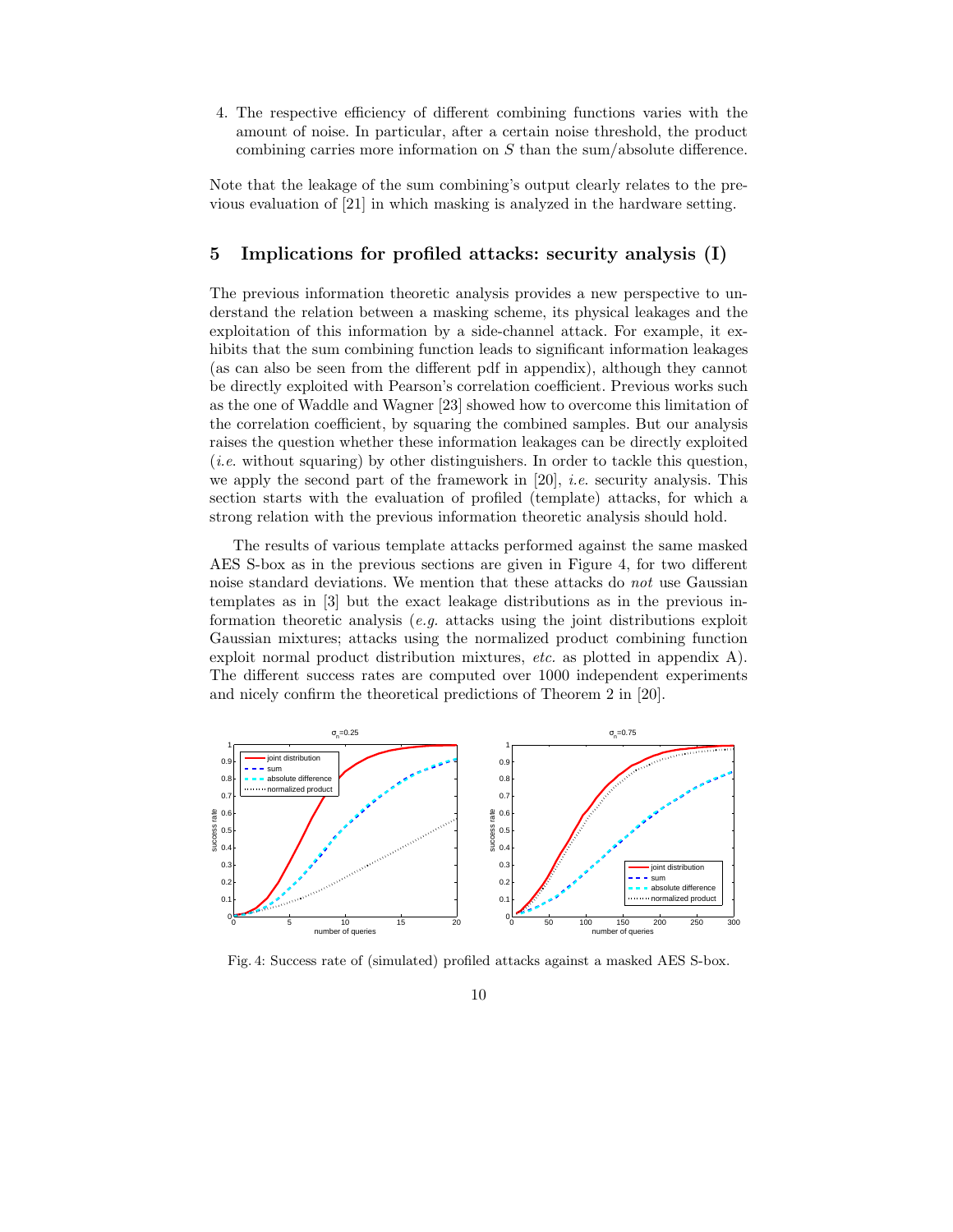4. The respective efficiency of different combining functions varies with the amount of noise. In particular, after a certain noise threshold, the product combining carries more information on $S$ than the sum/absolute difference.

Note that the leakage of the sum combining's output clearly relates to the previous evaluation of [21] in which masking is analyzed in the hardware setting.

## 5 Implications for profiled attacks: security analysis (I)

The previous information theoretic analysis provides a new perspective to understand the relation between a masking scheme, its physical leakages and the exploitation of this information by a side-channel attack. For example, it exhibits that the sum combining function leads to significant information leakages (as can also be seen from the different pdf in appendix), although they cannot be directly exploited with Pearson's correlation coefficient. Previous works such as the one of Waddle and Wagner [23] showed how to overcome this limitation of the correlation coefficient, by squaring the combined samples. But our analysis raises the question whether these information leakages can be directly exploited (*i.e.* without squaring) by other distinguishers. In order to tackle this question, we apply the second part of the framework in [20], *i.e.* security analysis. This section starts with the evaluation of profiled (template) attacks, for which a strong relation with the previous information theoretic analysis should hold.

The results of various template attacks performed against the same masked AES S-box as in the previous sections are given in Figure 4, for two different noise standard deviations. We mention that these attacks do *not* use Gaussian templates as in [3] but the exact leakage distributions as in the previous information theoretic analysis (*e.g.* attacks using the joint distributions exploit Gaussian mixtures; attacks using the normalized product combining function exploit normal product distribution mixtures, *etc.* as plotted in appendix A). The different success rates are computed over 1000 independent experiments and nicely confirm the theoretical predictions of Theorem 2 in [20].

Fig. 4: Success rate of (simulated) profiled attacks against a masked AES S-box.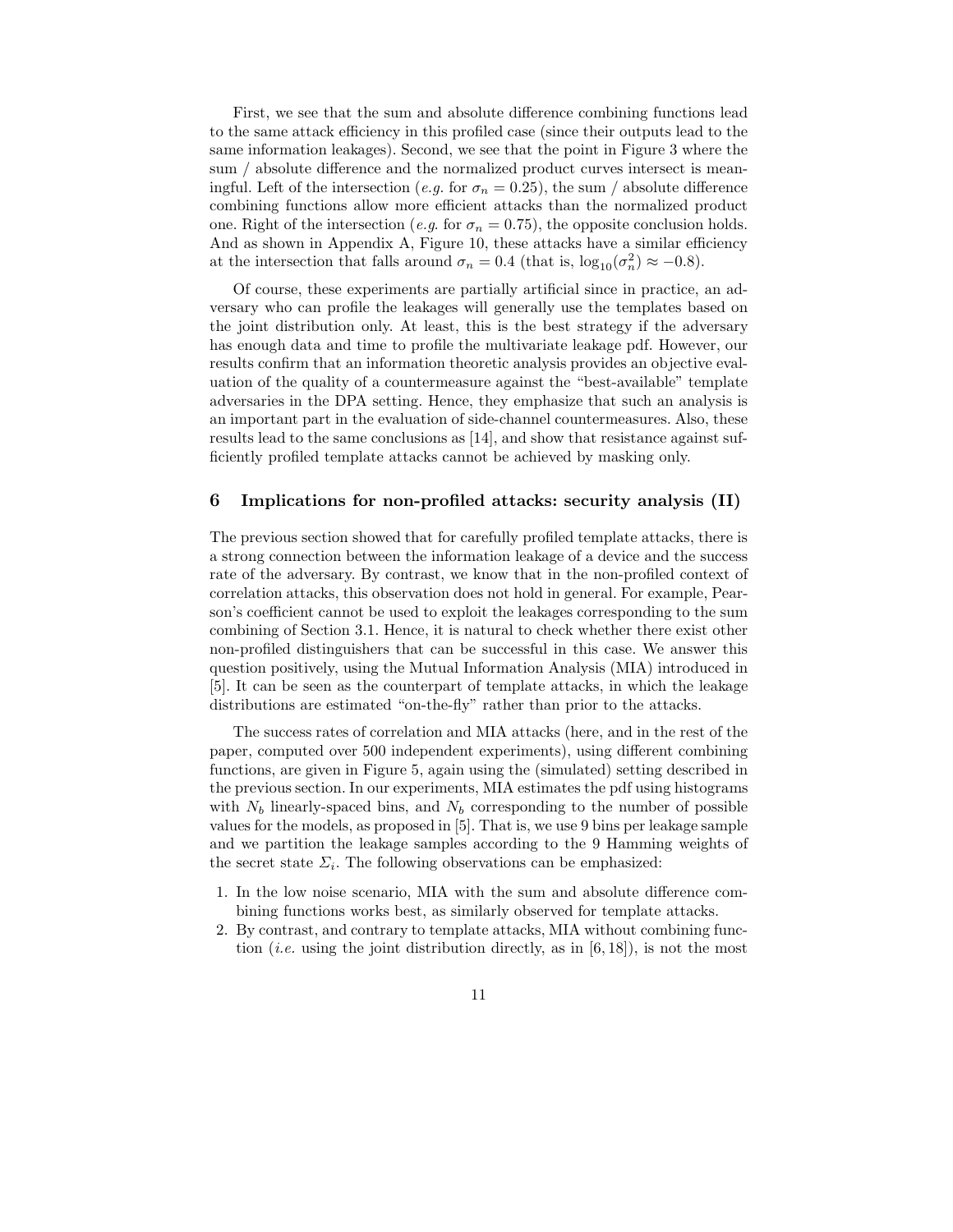First, we see that the sum and absolute difference combining functions lead to the same attack efficiency in this profiled case (since their outputs lead to the same information leakages). Second, we see that the point in Figure 3 where the sum / absolute difference and the normalized product curves intersect is meaningful. Left of the intersection (*e.g.* for $\sigma_n = 0.25$), the sum / absolute difference combining functions allow more efficient attacks than the normalized product one. Right of the intersection (*e.g.* for $\sigma_n = 0.75$), the opposite conclusion holds. And as shown in Appendix A, Figure 10, these attacks have a similar efficiency at the intersection that falls around $\sigma_n = 0.4$ (that is, $\log_{10}(\sigma_n^2) \approx -0.8$).

Of course, these experiments are partially artificial since in practice, an adversary who can profile the leakages will generally use the templates based on the joint distribution only. At least, this is the best strategy if the adversary has enough data and time to profile the multivariate leakage pdf. However, our results confirm that an information theoretic analysis provides an objective evaluation of the quality of a countermeasure against the "best-available" template adversaries in the DPA setting. Hence, they emphasize that such an analysis is an important part in the evaluation of side-channel countermeasures. Also, these results lead to the same conclusions as [14], and show that resistance against sufficiently profiled template attacks cannot be achieved by masking only.

## 6 Implications for non-profiled attacks: security analysis (II)

The previous section showed that for carefully profiled template attacks, there is a strong connection between the information leakage of a device and the success rate of the adversary. By contrast, we know that in the non-profiled context of correlation attacks, this observation does not hold in general. For example, Pearson's coefficient cannot be used to exploit the leakages corresponding to the sum combining of Section 3.1. Hence, it is natural to check whether there exist other non-profiled distinguishers that can be successful in this case. We answer this question positively, using the Mutual Information Analysis (MIA) introduced in [5]. It can be seen as the counterpart of template attacks, in which the leakage distributions are estimated "on-the-fly" rather than prior to the attacks.

The success rates of correlation and MIA attacks (here, and in the rest of the paper, computed over 500 independent experiments), using different combining functions, are given in Figure 5, again using the (simulated) setting described in the previous section. In our experiments, MIA estimates the pdf using histograms with $N_b$ linearly-spaced bins, and $N_b$ corresponding to the number of possible values for the models, as proposed in [5]. That is, we use 9 bins per leakage sample and we partition the leakage samples according to the 9 Hamming weights of the secret state $\Sigma_i$. The following observations can be emphasized:

1. In the low noise scenario, MIA with the sum and absolute difference combining functions works best, as similarly observed for template attacks.
2. By contrast, and contrary to template attacks, MIA without combining function (*i.e.* using the joint distribution directly, as in [6, 18]), is not the most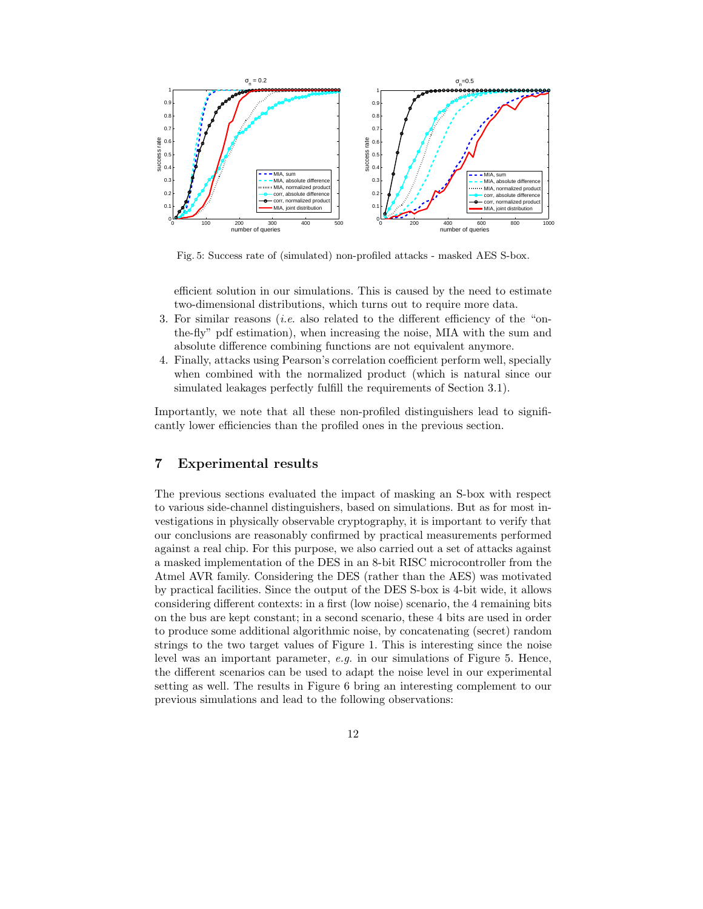Fig. 5: Success rate of (simulated) non-profiled attacks - masked AES S-box.

efficient solution in our simulations. This is caused by the need to estimate two-dimensional distributions, which turns out to require more data.

3. For similar reasons (*i.e.* also related to the different efficiency of the "on-the-fly" pdf estimation), when increasing the noise, MIA with the sum and absolute difference combining functions are not equivalent anymore.
4. Finally, attacks using Pearson's correlation coefficient perform well, specially when combined with the normalized product (which is natural since our simulated leakages perfectly fulfill the requirements of Section 3.1).

Importantly, we note that all these non-profiled distinguishers lead to significantly lower efficiencies than the profiled ones in the previous section.

## 7 Experimental results

The previous sections evaluated the impact of masking an S-box with respect to various side-channel distinguishers, based on simulations. But as for most investigations in physically observable cryptography, it is important to verify that our conclusions are reasonably confirmed by practical measurements performed against a real chip. For this purpose, we also carried out a set of attacks against a masked implementation of the DES in an 8-bit RISC microcontroller from the Atmel AVR family. Considering the DES (rather than the AES) was motivated by practical facilities. Since the output of the DES S-box is 4-bit wide, it allows considering different contexts: in a first (low noise) scenario, the 4 remaining bits on the bus are kept constant; in a second scenario, these 4 bits are used in order to produce some additional algorithmic noise, by concatenating (secret) random strings to the two target values of Figure 1. This is interesting since the noise level was an important parameter, *e.g.* in our simulations of Figure 5. Hence, the different scenarios can be used to adapt the noise level in our experimental setting as well. The results in Figure 6 bring an interesting complement to our previous simulations and lead to the following observations: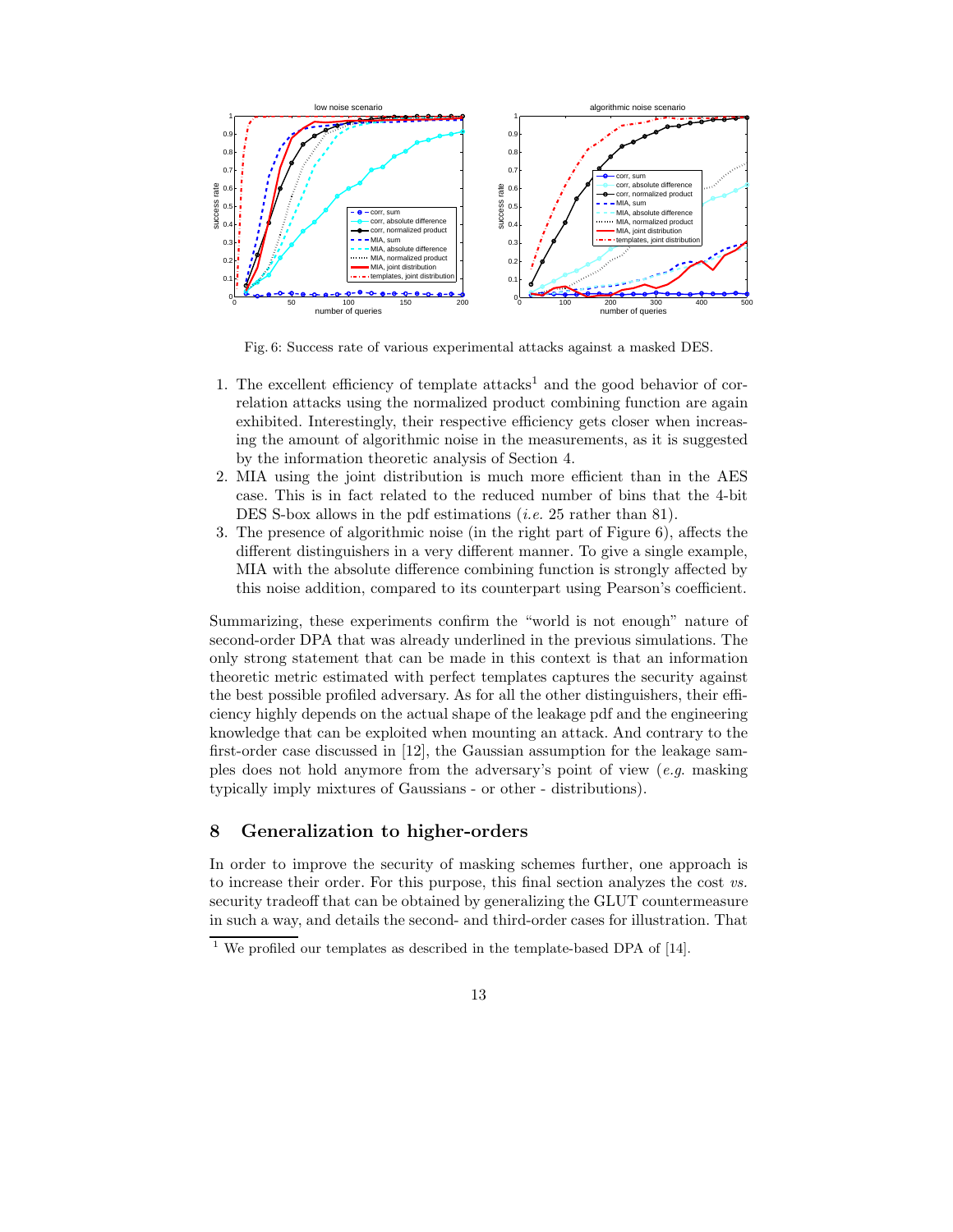Fig. 6: Success rate of various experimental attacks against a masked DES.

1. The excellent efficiency of template attacks[1] and the good behavior of correlation attacks using the normalized product combining function are again exhibited. Interestingly, their respective efficiency gets closer when increasing the amount of algorithmic noise in the measurements, as it is suggested by the information theoretic analysis of Section 4.
2. MIA using the joint distribution is much more efficient than in the AES case. This is in fact related to the reduced number of bins that the 4-bit DES S-box allows in the pdf estimations (*i.e.* 25 rather than 81).
3. The presence of algorithmic noise (in the right part of Figure 6), affects the different distinguishers in a very different manner. To give a single example, MIA with the absolute difference combining function is strongly affected by this noise addition, compared to its counterpart using Pearson's coefficient.

Summarizing, these experiments confirm the "world is not enough" nature of second-order DPA that was already underlined in the previous simulations. The only strong statement that can be made in this context is that an information theoretic metric estimated with perfect templates captures the security against the best possible profiled adversary. As for all the other distinguishers, their efficiency highly depends on the actual shape of the leakage pdf and the engineering knowledge that can be exploited when mounting an attack. And contrary to the first-order case discussed in [12], the Gaussian assumption for the leakage samples does not hold anymore from the adversary's point of view (*e.g.* masking typically imply mixtures of Gaussians - or other - distributions).

## 8 Generalization to higher-orders

In order to improve the security of masking schemes further, one approach is to increase their order. For this purpose, this final section analyzes the cost *vs.* security tradeoff that can be obtained by generalizing the GLUT countermeasure in such a way, and details the second- and third-order cases for illustration. That

[1] We profiled our templates as described in the template-based DPA of [14].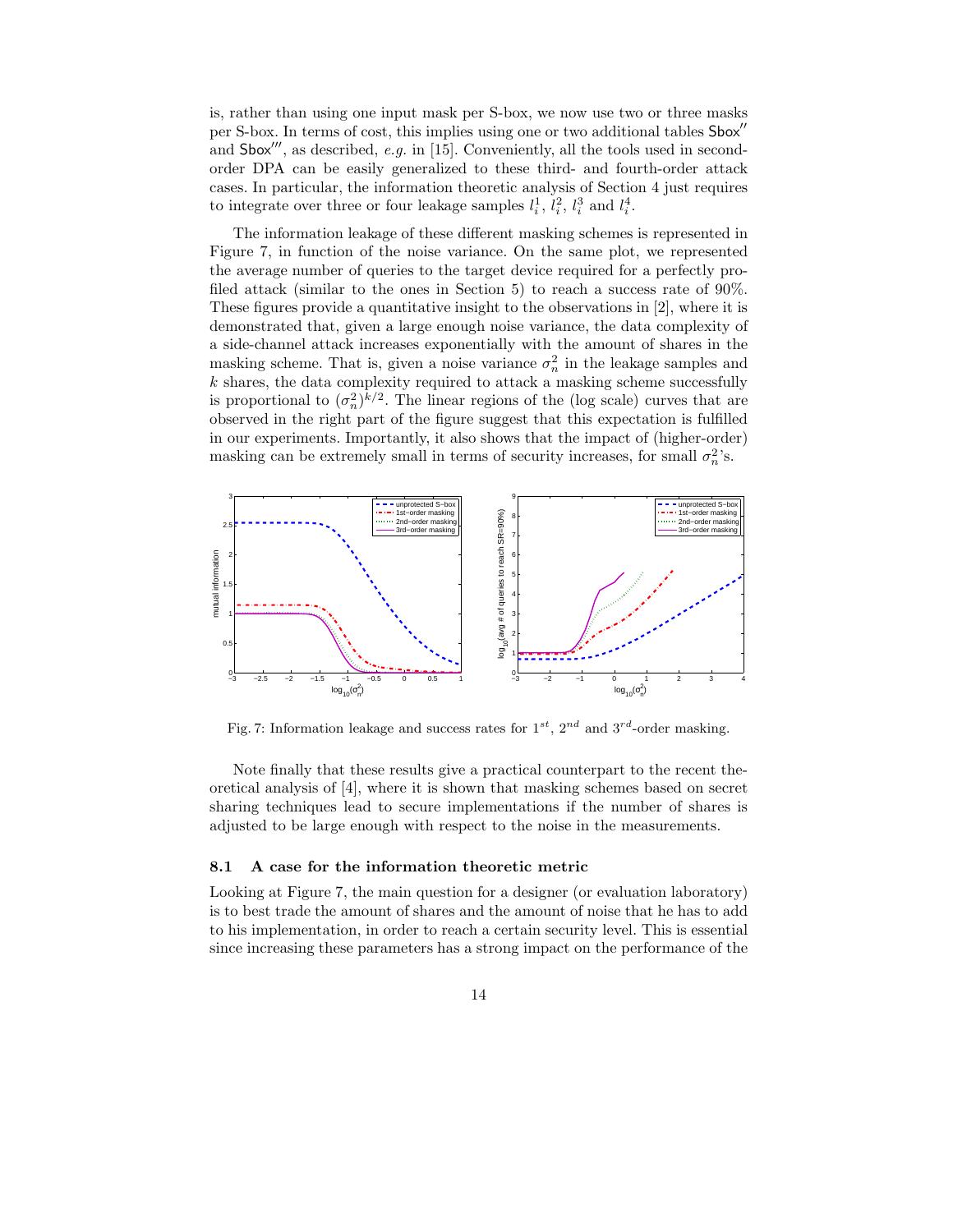is, rather than using one input mask per S-box, we now use two or three masks per S-box. In terms of cost, this implies using one or two additional tables $\mathsf{Sbox}''$ and $\mathsf{Sbox}'''$, as described, *e.g.* in [15]. Conveniently, all the tools used in second-order DPA can be easily generalized to these third- and fourth-order attack cases. In particular, the information theoretic analysis of Section 4 just requires to integrate over three or four leakage samples $l_i^1$, $l_i^2$, $l_i^3$ and $l_i^4$.

The information leakage of these different masking schemes is represented in Figure 7, in function of the noise variance. On the same plot, we represented the average number of queries to the target device required for a perfectly profiled attack (similar to the ones in Section 5) to reach a success rate of 90%. These figures provide a quantitative insight to the observations in [2], where it is demonstrated that, given a large enough noise variance, the data complexity of a side-channel attack increases exponentially with the amount of shares in the masking scheme. That is, given a noise variance $\sigma_n^2$ in the leakage samples and $k$ shares, the data complexity required to attack a masking scheme successfully is proportional to $(\sigma_n^2)^{k/2}$. The linear regions of the (log scale) curves that are observed in the right part of the figure suggest that this expectation is fulfilled in our experiments. Importantly, it also shows that the impact of (higher-order) masking can be extremely small in terms of security increases, for small $\sigma_n^2$'s.

Fig. 7: Information leakage and success rates for $1^{st}$, $2^{nd}$ and $3^{rd}$-order masking.

Note finally that these results give a practical counterpart to the recent theoretical analysis of [4], where it is shown that masking schemes based on secret sharing techniques lead to secure implementations if the number of shares is adjusted to be large enough with respect to the noise in the measurements.

### 8.1 A case for the information theoretic metric

Looking at Figure 7, the main question for a designer (or evaluation laboratory) is to best trade the amount of shares and the amount of noise that he has to add to his implementation, in order to reach a certain security level. This is essential since increasing these parameters has a strong impact on the performance of the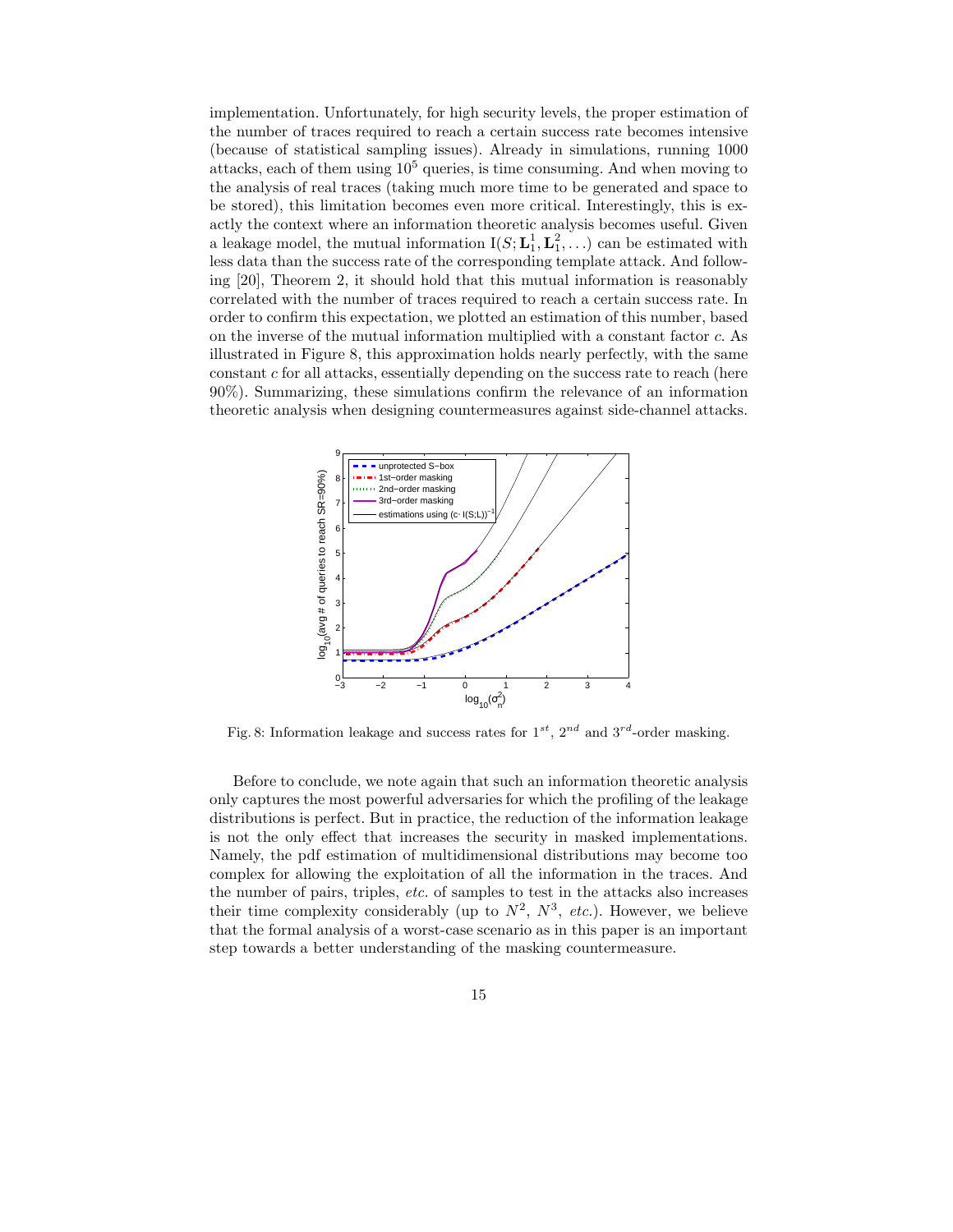implementation. Unfortunately, for high security levels, the proper estimation of the number of traces required to reach a certain success rate becomes intensive (because of statistical sampling issues). Already in simulations, running 1000 attacks, each of them using $10^5$ queries, is time consuming. And when moving to the analysis of real traces (taking much more time to be generated and space to be stored), this limitation becomes even more critical. Interestingly, this is exactly the context where an information theoretic analysis becomes useful. Given a leakage model, the mutual information $\mathrm{I}(S; \mathbf{L}_1^1, \mathbf{L}_1^2, \ldots)$ can be estimated with less data than the success rate of the corresponding template attack. And following [20], Theorem 2, it should hold that this mutual information is reasonably correlated with the number of traces required to reach a certain success rate. In order to confirm this expectation, we plotted an estimation of this number, based on the inverse of the mutual information multiplied with a constant factor $c$. As illustrated in Figure 8, this approximation holds nearly perfectly, with the same constant $c$ for all attacks, essentially depending on the success rate to reach (here 90%). Summarizing, these simulations confirm the relevance of an information theoretic analysis when designing countermeasures against side-channel attacks.

Fig. 8: Information leakage and success rates for $1^{st}$, $2^{nd}$ and $3^{rd}$-order masking.

Before to conclude, we note again that such an information theoretic analysis only captures the most powerful adversaries for which the profiling of the leakage distributions is perfect. But in practice, the reduction of the information leakage is not the only effect that increases the security in masked implementations. Namely, the pdf estimation of multidimensional distributions may become too complex for allowing the exploitation of all the information in the traces. And the number of pairs, triples, *etc.* of samples to test in the attacks also increases their time complexity considerably (up to $N^2$, $N^3$, *etc.*). However, we believe that the formal analysis of a worst-case scenario as in this paper is an important step towards a better understanding of the masking countermeasure.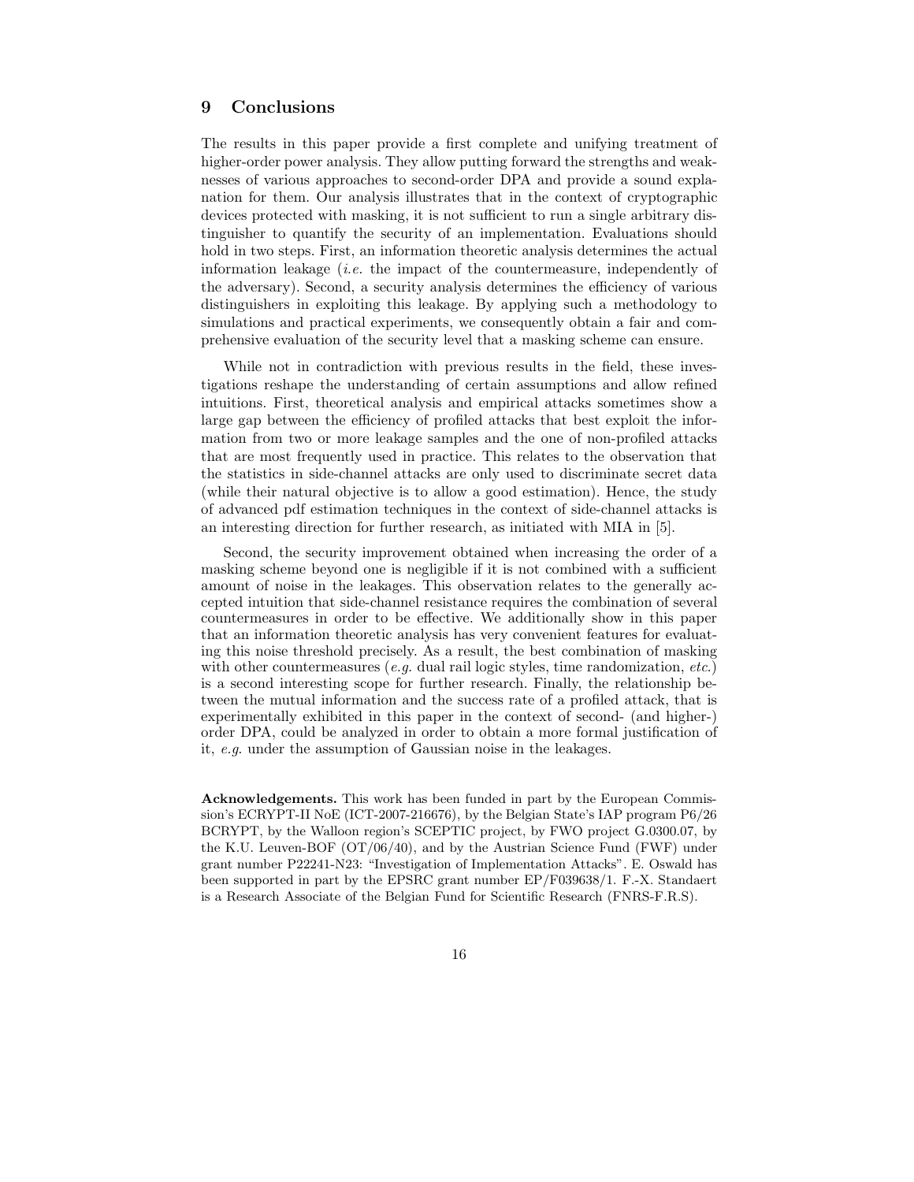## 9 Conclusions

The results in this paper provide a first complete and unifying treatment of higher-order power analysis. They allow putting forward the strengths and weaknesses of various approaches to second-order DPA and provide a sound explanation for them. Our analysis illustrates that in the context of cryptographic devices protected with masking, it is not sufficient to run a single arbitrary distinguisher to quantify the security of an implementation. Evaluations should hold in two steps. First, an information theoretic analysis determines the actual information leakage (*i.e.* the impact of the countermeasure, independently of the adversary). Second, a security analysis determines the efficiency of various distinguishers in exploiting this leakage. By applying such a methodology to simulations and practical experiments, we consequently obtain a fair and comprehensive evaluation of the security level that a masking scheme can ensure.

While not in contradiction with previous results in the field, these investigations reshape the understanding of certain assumptions and allow refined intuitions. First, theoretical analysis and empirical attacks sometimes show a large gap between the efficiency of profiled attacks that best exploit the information from two or more leakage samples and the one of non-profiled attacks that are most frequently used in practice. This relates to the observation that the statistics in side-channel attacks are only used to discriminate secret data (while their natural objective is to allow a good estimation). Hence, the study of advanced pdf estimation techniques in the context of side-channel attacks is an interesting direction for further research, as initiated with MIA in [5].

Second, the security improvement obtained when increasing the order of a masking scheme beyond one is negligible if it is not combined with a sufficient amount of noise in the leakages. This observation relates to the generally accepted intuition that side-channel resistance requires the combination of several countermeasures in order to be effective. We additionally show in this paper that an information theoretic analysis has very convenient features for evaluating this noise threshold precisely. As a result, the best combination of masking with other countermeasures (*e.g.* dual rail logic styles, time randomization, *etc.*) is a second interesting scope for further research. Finally, the relationship between the mutual information and the success rate of a profiled attack, that is experimentally exhibited in this paper in the context of second- (and higher-) order DPA, could be analyzed in order to obtain a more formal justification of it, *e.g.* under the assumption of Gaussian noise in the leakages.

**Acknowledgements.** This work has been funded in part by the European Commission's ECRYPT-II NoE (ICT-2007-216676), by the Belgian State's IAP program P6/26 BCRYPT, by the Walloon region's SCEPTIC project, by FWO project G.0300.07, by the K.U. Leuven-BOF (OT/06/40), and by the Austrian Science Fund (FWF) under grant number P22241-N23: "Investigation of Implementation Attacks". E. Oswald has been supported in part by the EPSRC grant number EP/F039638/1. F.-X. Standaert is a Research Associate of the Belgian Fund for Scientific Research (FNRS-F.R.S).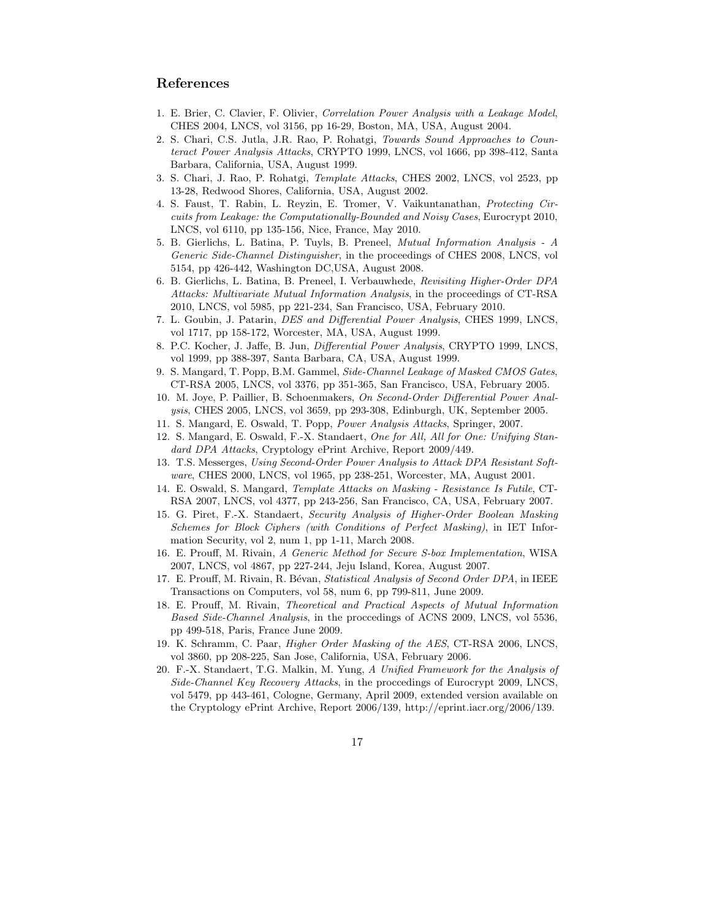## References

1. E. Brier, C. Clavier, F. Olivier, *Correlation Power Analysis with a Leakage Model*, CHES 2004, LNCS, vol 3156, pp 16-29, Boston, MA, USA, August 2004.
2. S. Chari, C.S. Jutla, J.R. Rao, P. Rohatgi, *Towards Sound Approaches to Counteract Power Analysis Attacks*, CRYPTO 1999, LNCS, vol 1666, pp 398-412, Santa Barbara, California, USA, August 1999.
3. S. Chari, J. Rao, P. Rohatgi, *Template Attacks*, CHES 2002, LNCS, vol 2523, pp 13-28, Redwood Shores, California, USA, August 2002.
4. S. Faust, T. Rabin, L. Reyzin, E. Tromer, V. Vaikuntanathan, *Protecting Circuits from Leakage: the Computationally-Bounded and Noisy Cases*, Eurocrypt 2010, LNCS, vol 6110, pp 135-156, Nice, France, May 2010.
5. B. Gierlichs, L. Batina, P. Tuyls, B. Preneel, *Mutual Information Analysis - A Generic Side-Channel Distinguisher*, in the proceedings of CHES 2008, LNCS, vol 5154, pp 426-442, Washington DC,USA, August 2008.
6. B. Gierlichs, L. Batina, B. Preneel, I. Verbauwhede, *Revisiting Higher-Order DPA Attacks: Multivariate Mutual Information Analysis*, in the proceedings of CT-RSA 2010, LNCS, vol 5985, pp 221-234, San Francisco, USA, February 2010.
7. L. Goubin, J. Patarin, *DES and Differential Power Analysis*, CHES 1999, LNCS, vol 1717, pp 158-172, Worcester, MA, USA, August 1999.
8. P.C. Kocher, J. Jaffe, B. Jun, *Differential Power Analysis*, CRYPTO 1999, LNCS, vol 1999, pp 388-397, Santa Barbara, CA, USA, August 1999.
9. S. Mangard, T. Popp, B.M. Gammel, *Side-Channel Leakage of Masked CMOS Gates*, CT-RSA 2005, LNCS, vol 3376, pp 351-365, San Francisco, USA, February 2005.
10. M. Joye, P. Paillier, B. Schoenmakers, *On Second-Order Differential Power Analysis*, CHES 2005, LNCS, vol 3659, pp 293-308, Edinburgh, UK, September 2005.
11. S. Mangard, E. Oswald, T. Popp, *Power Analysis Attacks*, Springer, 2007.
12. S. Mangard, E. Oswald, F.-X. Standaert, *One for All, All for One: Unifying Standard DPA Attacks*, Cryptology ePrint Archive, Report 2009/449.
13. T.S. Messerges, *Using Second-Order Power Analysis to Attack DPA Resistant Software*, CHES 2000, LNCS, vol 1965, pp 238-251, Worcester, MA, August 2001.
14. E. Oswald, S. Mangard, *Template Attacks on Masking - Resistance Is Futile*, CT-RSA 2007, LNCS, vol 4377, pp 243-256, San Francisco, CA, USA, February 2007.
15. G. Piret, F.-X. Standaert, *Security Analysis of Higher-Order Boolean Masking Schemes for Block Ciphers (with Conditions of Perfect Masking)*, in IET Information Security, vol 2, num 1, pp 1-11, March 2008.
16. E. Prouff, M. Rivain, *A Generic Method for Secure S-box Implementation*, WISA 2007, LNCS, vol 4867, pp 227-244, Jeju Island, Korea, August 2007.
17. E. Prouff, M. Rivain, R. Bévan, *Statistical Analysis of Second Order DPA*, in IEEE Transactions on Computers, vol 58, num 6, pp 799-811, June 2009.
18. E. Prouff, M. Rivain, *Theoretical and Practical Aspects of Mutual Information Based Side-Channel Analysis*, in the proccedings of ACNS 2009, LNCS, vol 5536, pp 499-518, Paris, France June 2009.
19. K. Schramm, C. Paar, *Higher Order Masking of the AES*, CT-RSA 2006, LNCS, vol 3860, pp 208-225, San Jose, California, USA, February 2006.
20. F.-X. Standaert, T.G. Malkin, M. Yung, *A Unified Framework for the Analysis of Side-Channel Key Recovery Attacks*, in the proccedings of Eurocrypt 2009, LNCS, vol 5479, pp 443-461, Cologne, Germany, April 2009, extended version available on the Cryptology ePrint Archive, Report 2006/139, http://eprint.iacr.org/2006/139.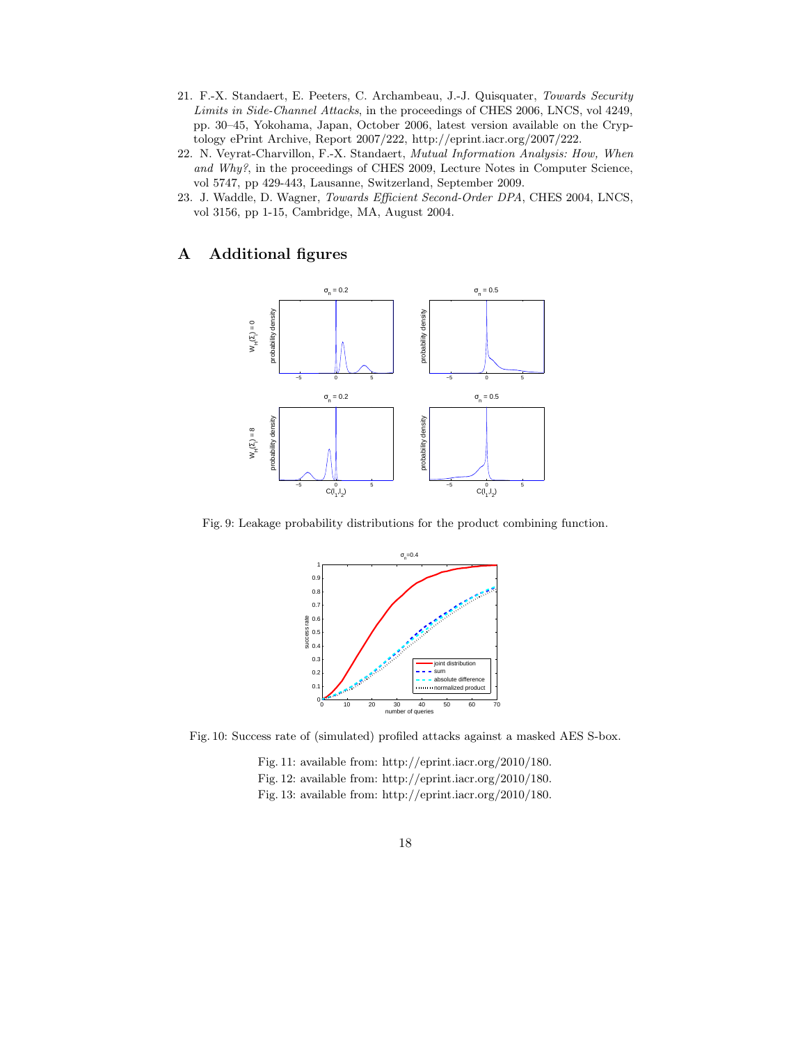21. F.-X. Standaert, E. Peeters, C. Archambeau, J.-J. Quisquater, *Towards Security Limits in Side-Channel Attacks*, in the proceedings of CHES 2006, LNCS, vol 4249, pp. 30–45, Yokohama, Japan, October 2006, latest version available on the Cryptology ePrint Archive, Report 2007/222, http://eprint.iacr.org/2007/222.
22. N. Veyrat-Charvillon, F.-X. Standaert, *Mutual Information Analysis: How, When and Why?*, in the proceedings of CHES 2009, Lecture Notes in Computer Science, vol 5747, pp 429-443, Lausanne, Switzerland, September 2009.
23. J. Waddle, D. Wagner, *Towards Efficient Second-Order DPA*, CHES 2004, LNCS, vol 3156, pp 1-15, Cambridge, MA, August 2004.

# A Additional figures

$\sigma_n = 0.2$

$\sigma_n = 0.5$

$W_H(\Sigma) = 0$

probability density

−5 0 5

$\sigma_n = 0.2$

$\sigma_n = 0.5$

$W_H(\Sigma) = 8$

probability density

−5 0 5

$C(l_1, l_2)$

Fig. 9: Leakage probability distributions for the product combining function.

$\sigma_n$=0.4

success rate

number of queries

0 10 20 30 40 50 60 70

0 0.1 0.2 0.3 0.4 0.5 0.6 0.7 0.8 0.9 1

joint distribution

sum

absolute difference

normalized product

Fig. 10: Success rate of (simulated) profiled attacks against a masked AES S-box.

Fig. 11: available from: http://eprint.iacr.org/2010/180.

Fig. 12: available from: http://eprint.iacr.org/2010/180.

Fig. 13: available from: http://eprint.iacr.org/2010/180.